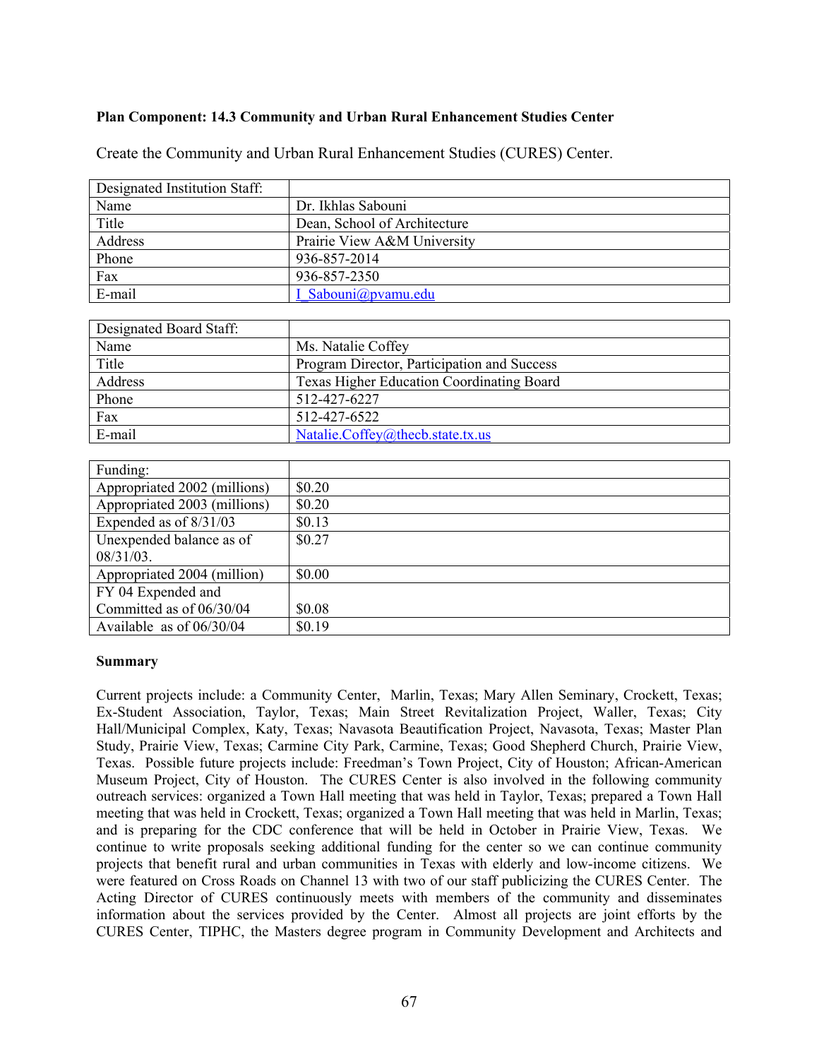**Plan Component: 14.3 Community and Urban Rural Enhancement Studies Center**

Create the Community and Urban Rural Enhancement Studies (CURES) Center.

| Designated Institution Staff: | |
|---|---|
| Name | Dr. Ikhlas Sabouni |
| Title | Dean, School of Architecture |
| Address | Prairie View A&M University |
| Phone | 936-857-2014 |
| Fax | 936-857-2350 |
| E-mail | I_Sabouni@pvamu.edu |

| Designated Board Staff: | |
|---|---|
| Name | Ms. Natalie Coffey |
| Title | Program Director, Participation and Success |
| Address | Texas Higher Education Coordinating Board |
| Phone | 512-427-6227 |
| Fax | 512-427-6522 |
| E-mail | Natalie.Coffey@thecb.state.tx.us |

| Funding: | |
|---|---|
| Appropriated 2002 (millions) | $0.20 |
| Appropriated 2003 (millions) | $0.20 |
| Expended as of 8/31/03 | $0.13 |
| Unexpended balance as of 08/31/03. | $0.27 |
| Appropriated 2004 (million) | $0.00 |
| FY 04 Expended and Committed as of 06/30/04 | $0.08 |
| Available as of 06/30/04 | $0.19 |

**Summary**

Current projects include: a Community Center, Marlin, Texas; Mary Allen Seminary, Crockett, Texas; Ex-Student Association, Taylor, Texas; Main Street Revitalization Project, Waller, Texas; City Hall/Municipal Complex, Katy, Texas; Navasota Beautification Project, Navasota, Texas; Master Plan Study, Prairie View, Texas; Carmine City Park, Carmine, Texas; Good Shepherd Church, Prairie View, Texas. Possible future projects include: Freedman's Town Project, City of Houston; African-American Museum Project, City of Houston. The CURES Center is also involved in the following community outreach services: organized a Town Hall meeting that was held in Taylor, Texas; prepared a Town Hall meeting that was held in Crockett, Texas; organized a Town Hall meeting that was held in Marlin, Texas; and is preparing for the CDC conference that will be held in October in Prairie View, Texas. We continue to write proposals seeking additional funding for the center so we can continue community projects that benefit rural and urban communities in Texas with elderly and low-income citizens. We were featured on Cross Roads on Channel 13 with two of our staff publicizing the CURES Center. The Acting Director of CURES continuously meets with members of the community and disseminates information about the services provided by the Center. Almost all projects are joint efforts by the CURES Center, TIPHC, the Masters degree program in Community Development and Architects and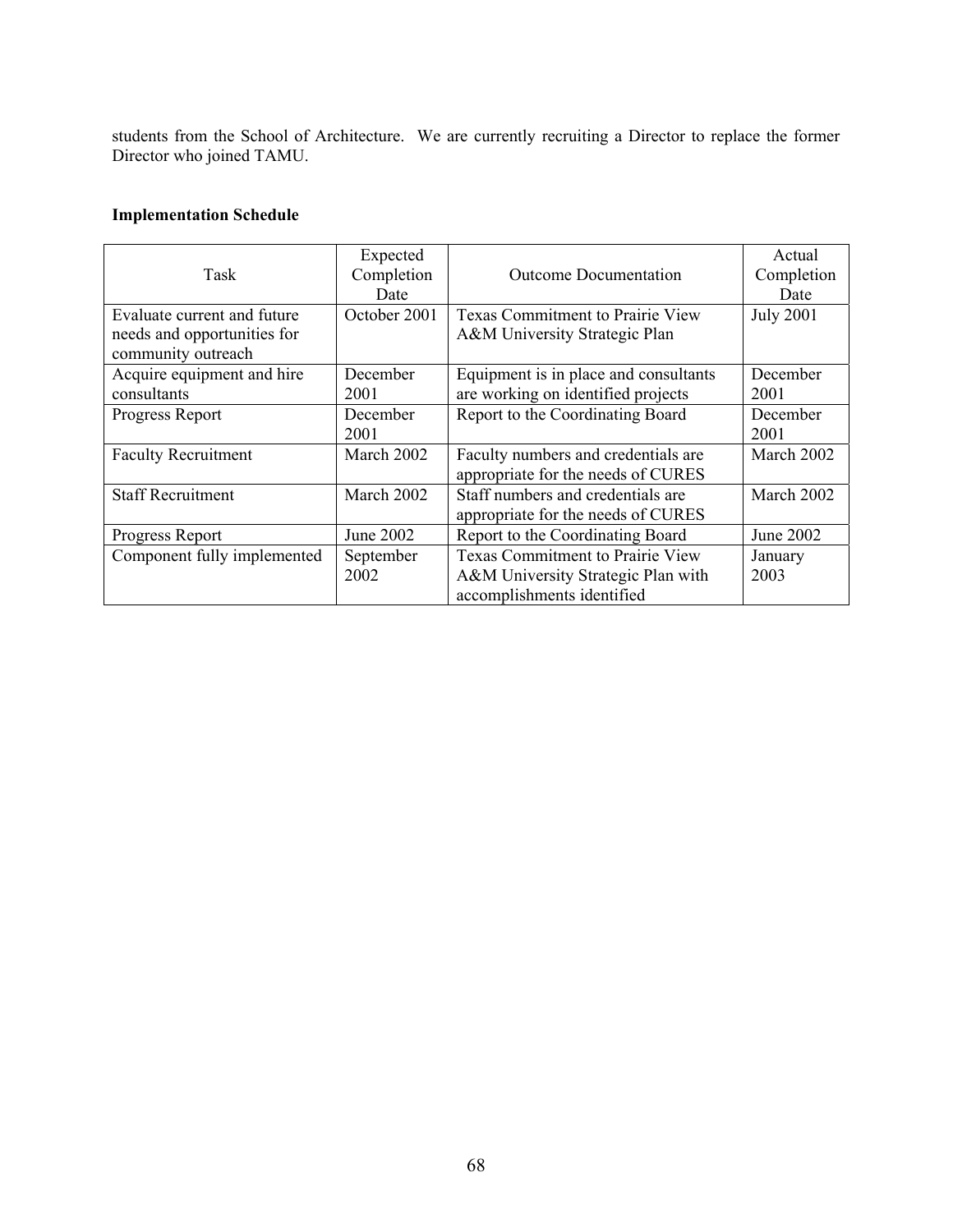students from the School of Architecture. We are currently recruiting a Director to replace the former Director who joined TAMU.

**Implementation Schedule**

| Task | Expected Completion Date | Outcome Documentation | Actual Completion Date |
|---|---|---|---|
| Evaluate current and future needs and opportunities for community outreach | October 2001 | Texas Commitment to Prairie View A&M University Strategic Plan | July 2001 |
| Acquire equipment and hire consultants | December 2001 | Equipment is in place and consultants are working on identified projects | December 2001 |
| Progress Report | December 2001 | Report to the Coordinating Board | December 2001 |
| Faculty Recruitment | March 2002 | Faculty numbers and credentials are appropriate for the needs of CURES | March 2002 |
| Staff Recruitment | March 2002 | Staff numbers and credentials are appropriate for the needs of CURES | March 2002 |
| Progress Report | June 2002 | Report to the Coordinating Board | June 2002 |
| Component fully implemented | September 2002 | Texas Commitment to Prairie View A&M University Strategic Plan with accomplishments identified | January 2003 |